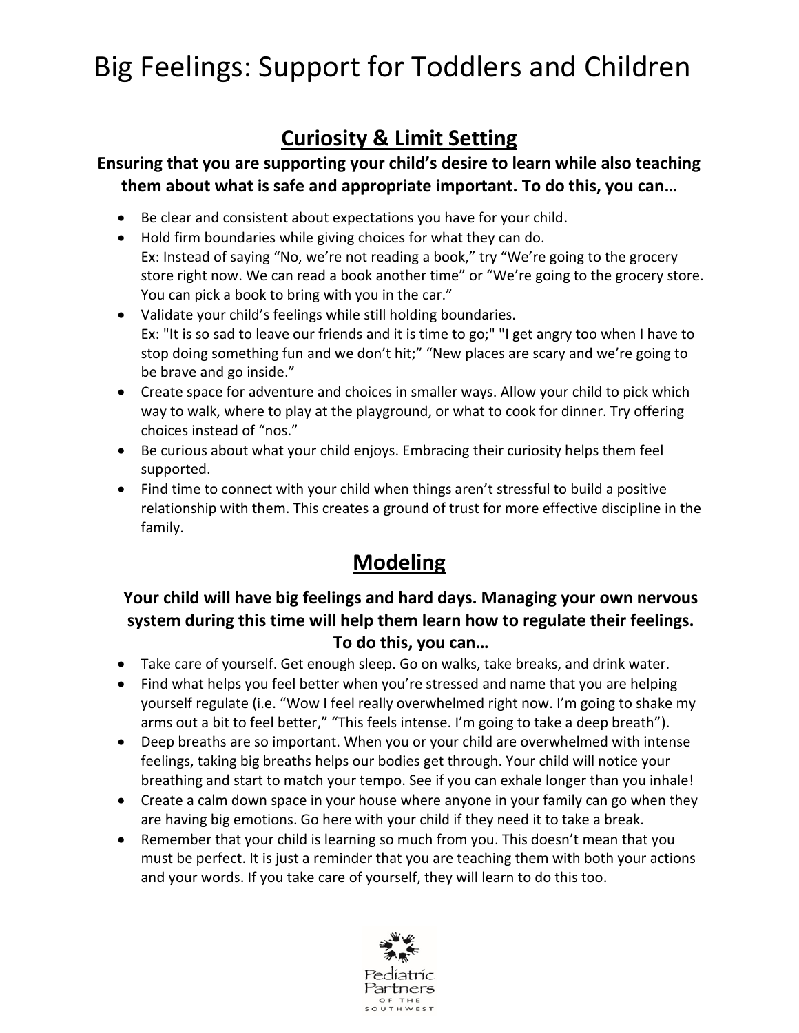# Big Feelings: Support for Toddlers and Children

## Curiosity & Limit Setting

**Ensuring that you are supporting your child's desire to learn while also teaching them about what is safe and appropriate important. To do this, you can…**

- Be clear and consistent about expectations you have for your child.
- Hold firm boundaries while giving choices for what they can do.
  Ex: Instead of saying "No, we're not reading a book," try "We're going to the grocery store right now. We can read a book another time" or "We're going to the grocery store. You can pick a book to bring with you in the car."
- Validate your child's feelings while still holding boundaries.
  Ex: "It is so sad to leave our friends and it is time to go;" "I get angry too when I have to stop doing something fun and we don't hit;" "New places are scary and we're going to be brave and go inside."
- Create space for adventure and choices in smaller ways. Allow your child to pick which way to walk, where to play at the playground, or what to cook for dinner. Try offering choices instead of "nos."
- Be curious about what your child enjoys. Embracing their curiosity helps them feel supported.
- Find time to connect with your child when things aren't stressful to build a positive relationship with them. This creates a ground of trust for more effective discipline in the family.

## Modeling

**Your child will have big feelings and hard days. Managing your own nervous system during this time will help them learn how to regulate their feelings. To do this, you can…**

- Take care of yourself. Get enough sleep. Go on walks, take breaks, and drink water.
- Find what helps you feel better when you're stressed and name that you are helping yourself regulate (i.e. "Wow I feel really overwhelmed right now. I'm going to shake my arms out a bit to feel better," "This feels intense. I'm going to take a deep breath").
- Deep breaths are so important. When you or your child are overwhelmed with intense feelings, taking big breaths helps our bodies get through. Your child will notice your breathing and start to match your tempo. See if you can exhale longer than you inhale!
- Create a calm down space in your house where anyone in your family can go when they are having big emotions. Go here with your child if they need it to take a break.
- Remember that your child is learning so much from you. This doesn't mean that you must be perfect. It is just a reminder that you are teaching them with both your actions and your words. If you take care of yourself, they will learn to do this too.

Pediatric Partners of the Southwest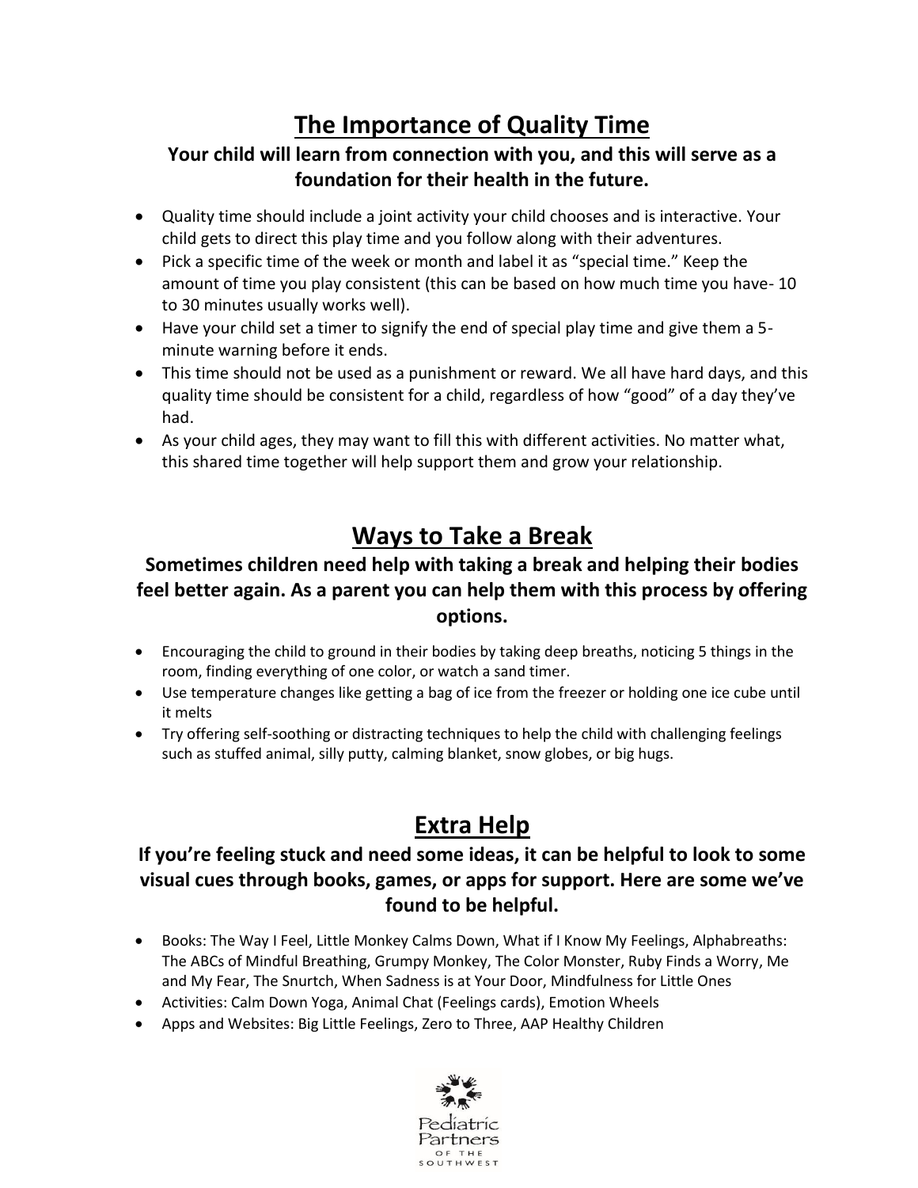# The Importance of Quality Time

**Your child will learn from connection with you, and this will serve as a foundation for their health in the future.**

- Quality time should include a joint activity your child chooses and is interactive. Your child gets to direct this play time and you follow along with their adventures.
- Pick a specific time of the week or month and label it as "special time." Keep the amount of time you play consistent (this can be based on how much time you have- 10 to 30 minutes usually works well).
- Have your child set a timer to signify the end of special play time and give them a 5-minute warning before it ends.
- This time should not be used as a punishment or reward. We all have hard days, and this quality time should be consistent for a child, regardless of how "good" of a day they've had.
- As your child ages, they may want to fill this with different activities. No matter what, this shared time together will help support them and grow your relationship.

# Ways to Take a Break

**Sometimes children need help with taking a break and helping their bodies feel better again. As a parent you can help them with this process by offering options.**

- Encouraging the child to ground in their bodies by taking deep breaths, noticing 5 things in the room, finding everything of one color, or watch a sand timer.
- Use temperature changes like getting a bag of ice from the freezer or holding one ice cube until it melts
- Try offering self-soothing or distracting techniques to help the child with challenging feelings such as stuffed animal, silly putty, calming blanket, snow globes, or big hugs.

# Extra Help

**If you're feeling stuck and need some ideas, it can be helpful to look to some visual cues through books, games, or apps for support. Here are some we've found to be helpful.**

- Books: The Way I Feel, Little Monkey Calms Down, What if I Know My Feelings, Alphabreaths: The ABCs of Mindful Breathing, Grumpy Monkey, The Color Monster, Ruby Finds a Worry, Me and My Fear, The Snurtch, When Sadness is at Your Door, Mindfulness for Little Ones
- Activities: Calm Down Yoga, Animal Chat (Feelings cards), Emotion Wheels
- Apps and Websites: Big Little Feelings, Zero to Three, AAP Healthy Children

Pediatric Partners of the Southwest